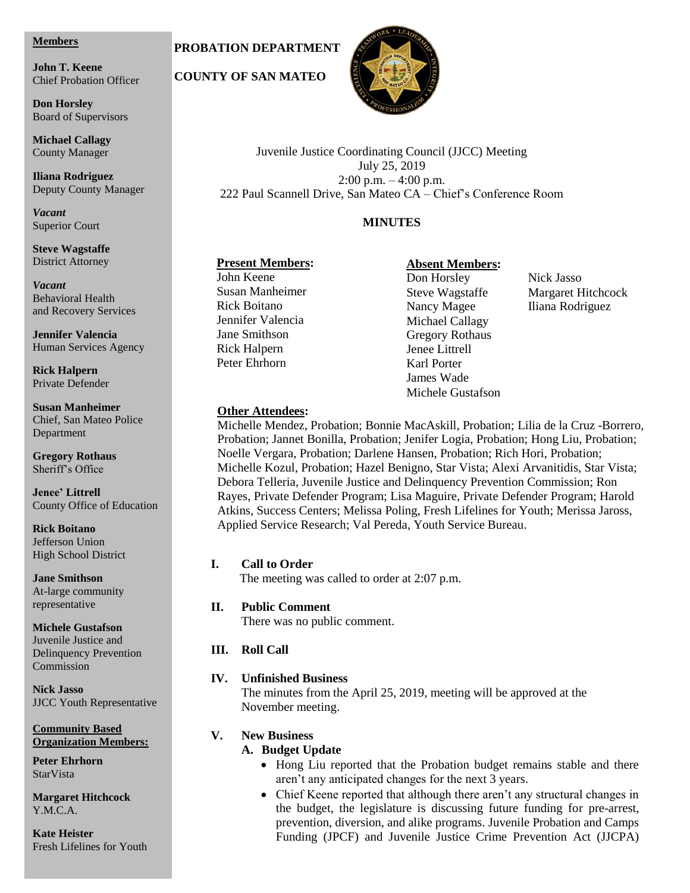**Members**

**John T. Keene**
Chief Probation Officer

**Don Horsley**
Board of Supervisors

**Michael Callagy**
County Manager

**Iliana Rodriguez**
Deputy County Manager

***Vacant***
Superior Court

**Steve Wagstaffe**
District Attorney

***Vacant***
Behavioral Health and Recovery Services

**Jennifer Valencia**
Human Services Agency

**Rick Halpern**
Private Defender

**Susan Manheimer**
Chief, San Mateo Police Department

**Gregory Rothaus**
Sheriff's Office

**Jenee' Littrell**
County Office of Education

**Rick Boitano**
Jefferson Union High School District

**Jane Smithson**
At-large community representative

**Michele Gustafson**
Juvenile Justice and Delinquency Prevention Commission

**Nick Jasso**
JJCC Youth Representative

**Community Based Organization Members:**

**Peter Ehrhorn**
StarVista

**Margaret Hitchcock**
Y.M.C.A.

**Kate Heister**
Fresh Lifelines for Youth

**PROBATION DEPARTMENT**

**COUNTY OF SAN MATEO**

Juvenile Justice Coordinating Council (JJCC) Meeting
July 25, 2019
2:00 p.m. – 4:00 p.m.
222 Paul Scannell Drive, San Mateo CA – Chief's Conference Room

**MINUTES**

**Present Members:**
John Keene
Susan Manheimer
Rick Boitano
Jennifer Valencia
Jane Smithson
Rick Halpern
Peter Ehrhorn

**Absent Members:**
Don Horsley
Steve Wagstaffe
Nancy Magee
Michael Callagy
Gregory Rothaus
Jenee Littrell
Karl Porter
James Wade
Michele Gustafson
Nick Jasso
Margaret Hitchcock
Iliana Rodriguez

**Other Attendees:**
Michelle Mendez, Probation; Bonnie MacAskill, Probation; Lilia de la Cruz -Borrero, Probation; Jannet Bonilla, Probation; Jenifer Logia, Probation; Hong Liu, Probation; Noelle Vergara, Probation; Darlene Hansen, Probation; Rich Hori, Probation; Michelle Kozul, Probation; Hazel Benigno, Star Vista; Alexi Arvanitidis, Star Vista; Debora Telleria, Juvenile Justice and Delinquency Prevention Commission; Ron Rayes, Private Defender Program; Lisa Maguire, Private Defender Program; Harold Atkins, Success Centers; Melissa Poling, Fresh Lifelines for Youth; Merissa Jaross, Applied Service Research; Val Pereda, Youth Service Bureau.

**I. Call to Order**

The meeting was called to order at 2:07 p.m.

**II. Public Comment**

There was no public comment.

**III. Roll Call**

**IV. Unfinished Business**

The minutes from the April 25, 2019, meeting will be approved at the November meeting.

**V. New Business**

**A. Budget Update**

- Hong Liu reported that the Probation budget remains stable and there aren't any anticipated changes for the next 3 years.
- Chief Keene reported that although there aren't any structural changes in the budget, the legislature is discussing future funding for pre-arrest, prevention, diversion, and alike programs. Juvenile Probation and Camps Funding (JPCF) and Juvenile Justice Crime Prevention Act (JJCPA)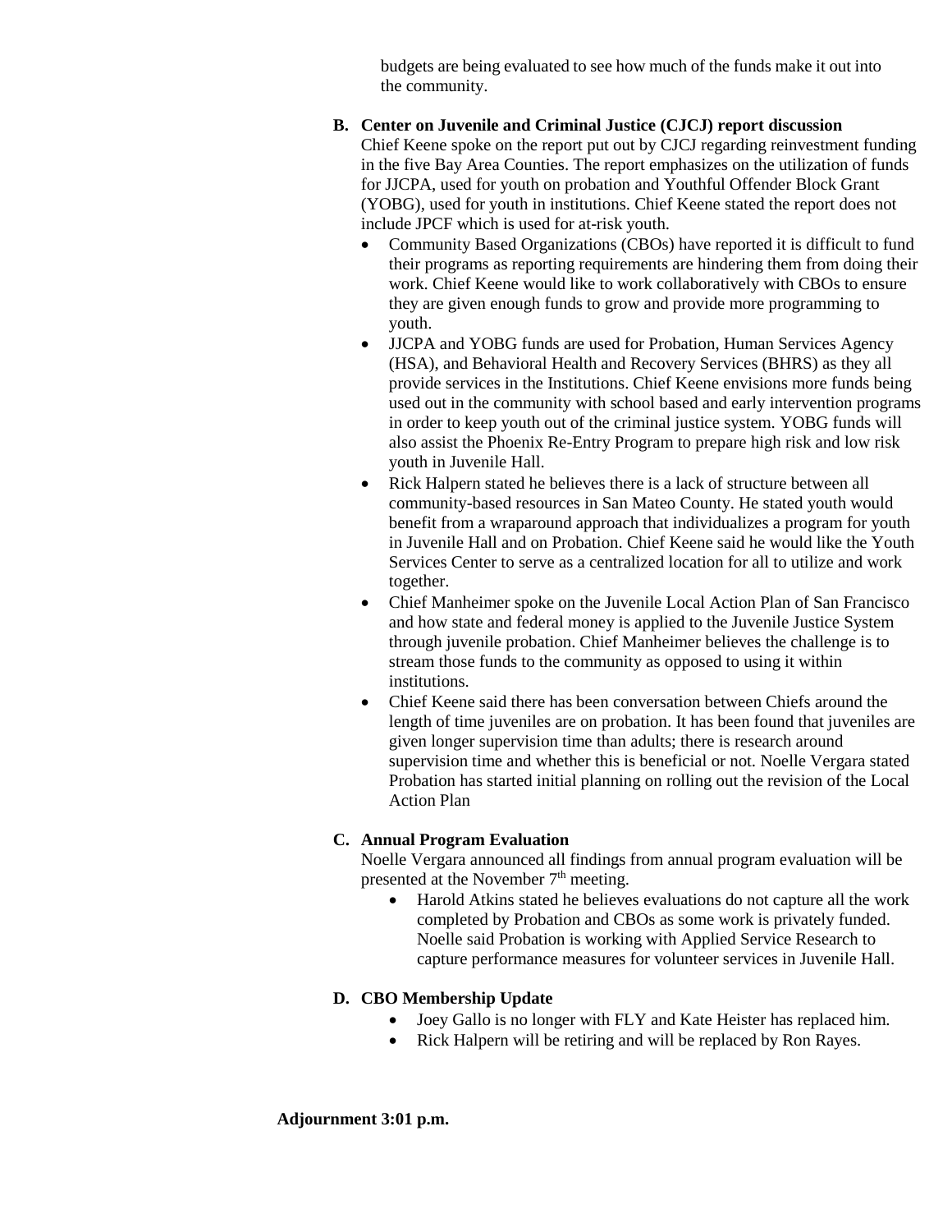budgets are being evaluated to see how much of the funds make it out into the community.

**B. Center on Juvenile and Criminal Justice (CJCJ) report discussion**

Chief Keene spoke on the report put out by CJCJ regarding reinvestment funding in the five Bay Area Counties. The report emphasizes on the utilization of funds for JJCPA, used for youth on probation and Youthful Offender Block Grant (YOBG), used for youth in institutions. Chief Keene stated the report does not include JPCF which is used for at-risk youth.

- Community Based Organizations (CBOs) have reported it is difficult to fund their programs as reporting requirements are hindering them from doing their work. Chief Keene would like to work collaboratively with CBOs to ensure they are given enough funds to grow and provide more programming to youth.
- JJCPA and YOBG funds are used for Probation, Human Services Agency (HSA), and Behavioral Health and Recovery Services (BHRS) as they all provide services in the Institutions. Chief Keene envisions more funds being used out in the community with school based and early intervention programs in order to keep youth out of the criminal justice system. YOBG funds will also assist the Phoenix Re-Entry Program to prepare high risk and low risk youth in Juvenile Hall.
- Rick Halpern stated he believes there is a lack of structure between all community-based resources in San Mateo County. He stated youth would benefit from a wraparound approach that individualizes a program for youth in Juvenile Hall and on Probation. Chief Keene said he would like the Youth Services Center to serve as a centralized location for all to utilize and work together.
- Chief Manheimer spoke on the Juvenile Local Action Plan of San Francisco and how state and federal money is applied to the Juvenile Justice System through juvenile probation. Chief Manheimer believes the challenge is to stream those funds to the community as opposed to using it within institutions.
- Chief Keene said there has been conversation between Chiefs around the length of time juveniles are on probation. It has been found that juveniles are given longer supervision time than adults; there is research around supervision time and whether this is beneficial or not. Noelle Vergara stated Probation has started initial planning on rolling out the revision of the Local Action Plan

**C. Annual Program Evaluation**

Noelle Vergara announced all findings from annual program evaluation will be presented at the November 7th meeting.

- Harold Atkins stated he believes evaluations do not capture all the work completed by Probation and CBOs as some work is privately funded. Noelle said Probation is working with Applied Service Research to capture performance measures for volunteer services in Juvenile Hall.

**D. CBO Membership Update**

- Joey Gallo is no longer with FLY and Kate Heister has replaced him.
- Rick Halpern will be retiring and will be replaced by Ron Rayes.

**Adjournment 3:01 p.m.**